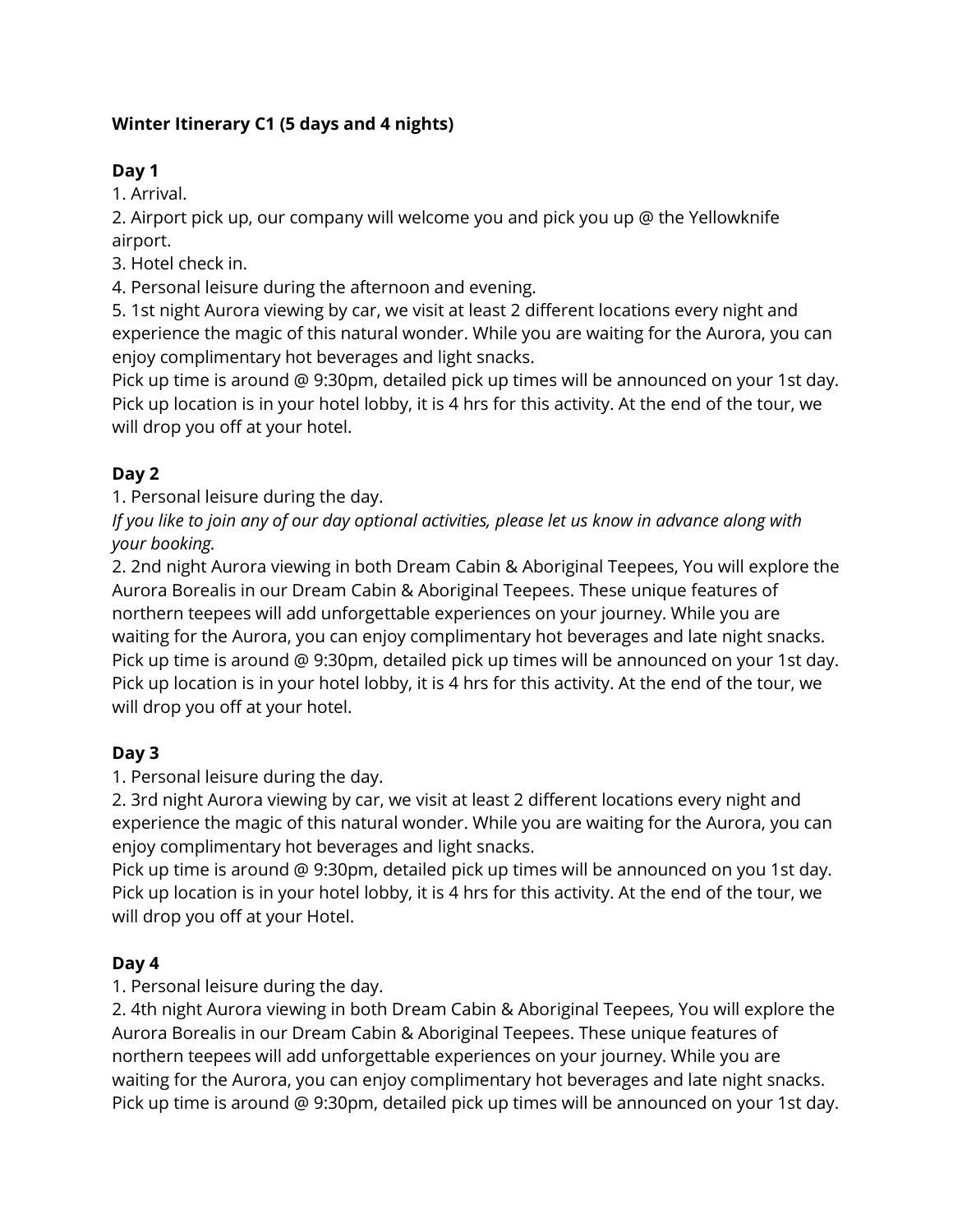**Winter Itinerary C1 (5 days and 4 nights)**

**Day 1**

1. Arrival.
2. Airport pick up, our company will welcome you and pick you up @ the Yellowknife airport.
3. Hotel check in.
4. Personal leisure during the afternoon and evening.
5. 1st night Aurora viewing by car, we visit at least 2 different locations every night and experience the magic of this natural wonder. While you are waiting for the Aurora, you can enjoy complimentary hot beverages and light snacks.

Pick up time is around @ 9:30pm, detailed pick up times will be announced on your 1st day. Pick up location is in your hotel lobby, it is 4 hrs for this activity. At the end of the tour, we will drop you off at your hotel.

**Day 2**

1. Personal leisure during the day.

*If you like to join any of our day optional activities, please let us know in advance along with your booking.*

2. 2nd night Aurora viewing in both Dream Cabin & Aboriginal Teepees, You will explore the Aurora Borealis in our Dream Cabin & Aboriginal Teepees. These unique features of northern teepees will add unforgettable experiences on your journey. While you are waiting for the Aurora, you can enjoy complimentary hot beverages and late night snacks.

Pick up time is around @ 9:30pm, detailed pick up times will be announced on your 1st day. Pick up location is in your hotel lobby, it is 4 hrs for this activity. At the end of the tour, we will drop you off at your hotel.

**Day 3**

1. Personal leisure during the day.
2. 3rd night Aurora viewing by car, we visit at least 2 different locations every night and experience the magic of this natural wonder. While you are waiting for the Aurora, you can enjoy complimentary hot beverages and light snacks.

Pick up time is around @ 9:30pm, detailed pick up times will be announced on you 1st day. Pick up location is in your hotel lobby, it is 4 hrs for this activity. At the end of the tour, we will drop you off at your Hotel.

**Day 4**

1. Personal leisure during the day.
2. 4th night Aurora viewing in both Dream Cabin & Aboriginal Teepees, You will explore the Aurora Borealis in our Dream Cabin & Aboriginal Teepees. These unique features of northern teepees will add unforgettable experiences on your journey. While you are waiting for the Aurora, you can enjoy complimentary hot beverages and late night snacks.

Pick up time is around @ 9:30pm, detailed pick up times will be announced on your 1st day.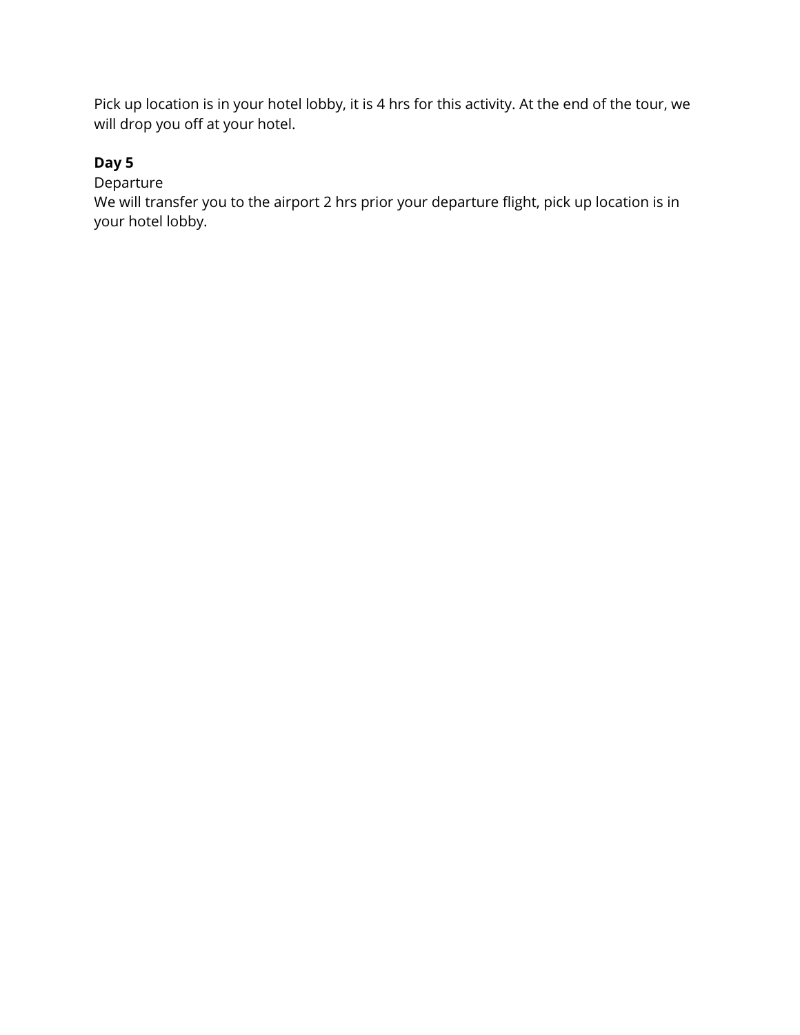Pick up location is in your hotel lobby, it is 4 hrs for this activity. At the end of the tour, we will drop you off at your hotel.

**Day 5**

Departure

We will transfer you to the airport 2 hrs prior your departure flight, pick up location is in your hotel lobby.